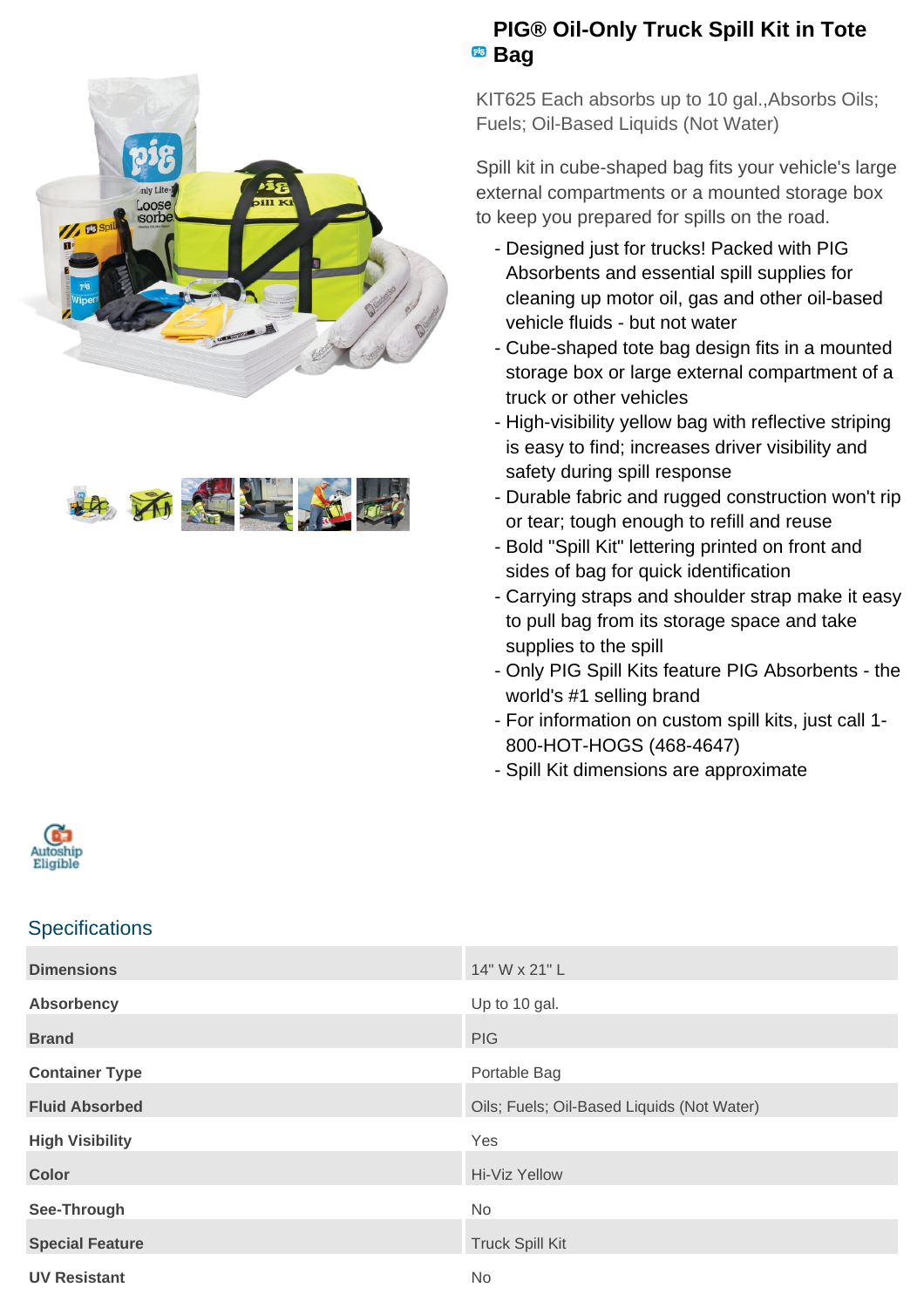# PIG® Oil-Only Truck Spill Kit in Tote Bag

KIT625 Each absorbs up to 10 gal.,Absorbs Oils; Fuels; Oil-Based Liquids (Not Water)

Spill kit in cube-shaped bag fits your vehicle's large external compartments or a mounted storage box to keep you prepared for spills on the road.

- Designed just for trucks! Packed with PIG Absorbents and essential spill supplies for cleaning up motor oil, gas and other oil-based vehicle fluids - but not water
- Cube-shaped tote bag design fits in a mounted storage box or large external compartment of a truck or other vehicles
- High-visibility yellow bag with reflective striping is easy to find; increases driver visibility and safety during spill response
- Durable fabric and rugged construction won't rip or tear; tough enough to refill and reuse
- Bold "Spill Kit" lettering printed on front and sides of bag for quick identification
- Carrying straps and shoulder strap make it easy to pull bag from its storage space and take supplies to the spill
- Only PIG Spill Kits feature PIG Absorbents - the world's #1 selling brand
- For information on custom spill kits, just call 1-800-HOT-HOGS (468-4647)
- Spill Kit dimensions are approximate

Autoship Eligible

## Specifications

| | |
|---|---|
| **Dimensions** | 14" W x 21" L |
| **Absorbency** | Up to 10 gal. |
| **Brand** | PIG |
| **Container Type** | Portable Bag |
| **Fluid Absorbed** | Oils; Fuels; Oil-Based Liquids (Not Water) |
| **High Visibility** | Yes |
| **Color** | Hi-Viz Yellow |
| **See-Through** | No |
| **Special Feature** | Truck Spill Kit |
| **UV Resistant** | No |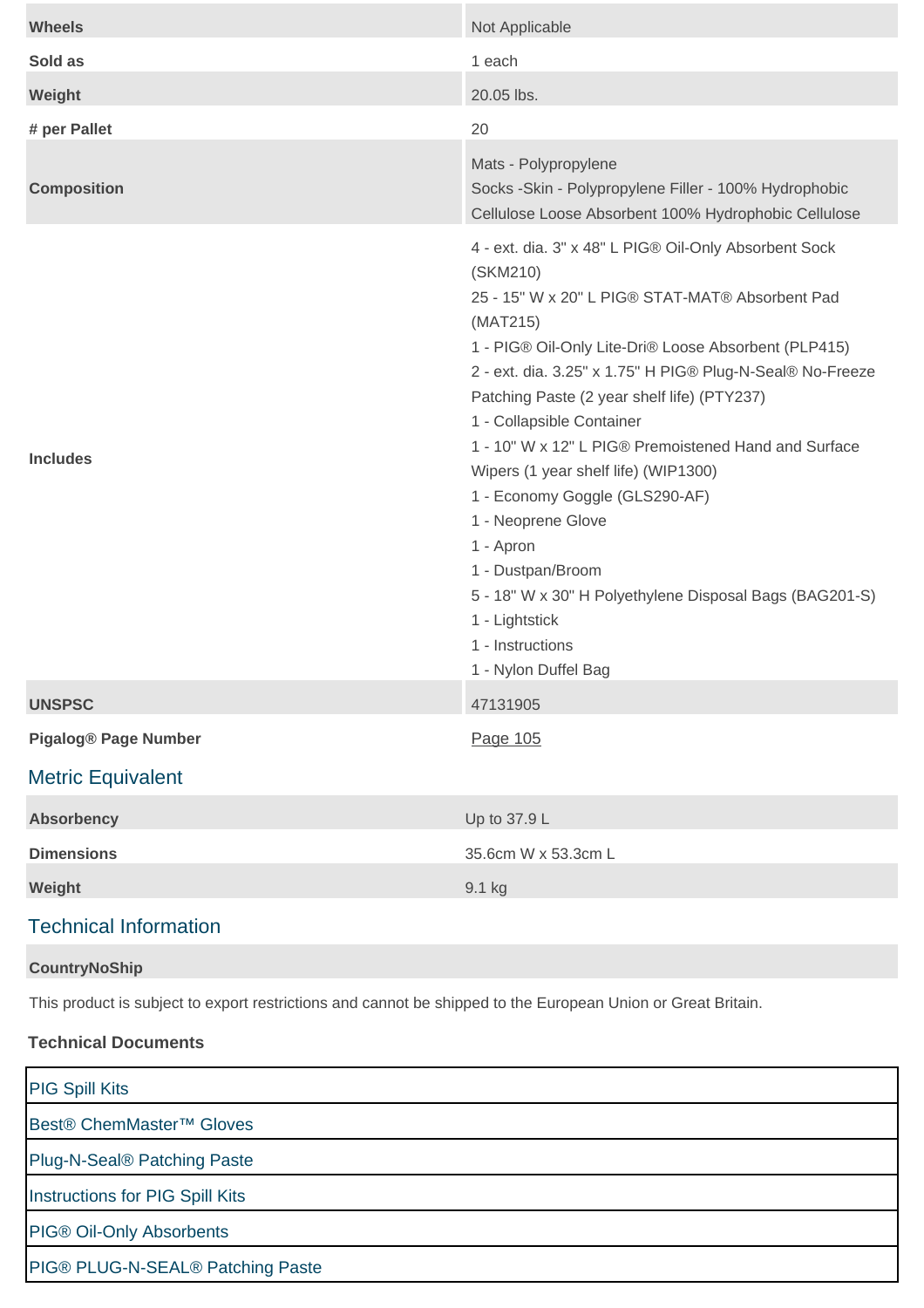| | |
|---|---|
| **Wheels** | Not Applicable |
| **Sold as** | 1 each |
| **Weight** | 20.05 lbs. |
| **# per Pallet** | 20 |
| **Composition** | Mats - Polypropylene<br>Socks -Skin - Polypropylene Filler - 100% Hydrophobic Cellulose Loose Absorbent 100% Hydrophobic Cellulose |
| **Includes** | 4 - ext. dia. 3" x 48" L PIG® Oil-Only Absorbent Sock (SKM210)<br>25 - 15" W x 20" L PIG® STAT-MAT® Absorbent Pad (MAT215)<br>1 - PIG® Oil-Only Lite-Dri® Loose Absorbent (PLP415)<br>2 - ext. dia. 3.25" x 1.75" H PIG® Plug-N-Seal® No-Freeze Patching Paste (2 year shelf life) (PTY237)<br>1 - Collapsible Container<br>1 - 10" W x 12" L PIG® Premoistened Hand and Surface Wipers (1 year shelf life) (WIP1300)<br>1 - Economy Goggle (GLS290-AF)<br>1 - Neoprene Glove<br>1 - Apron<br>1 - Dustpan/Broom<br>5 - 18" W x 30" H Polyethylene Disposal Bags (BAG201-S)<br>1 - Lightstick<br>1 - Instructions<br>1 - Nylon Duffel Bag |
| **UNSPSC** | 47131905 |
| **Pigalog® Page Number** | Page 105 |

## Metric Equivalent

| | |
|---|---|
| **Absorbency** | Up to 37.9 L |
| **Dimensions** | 35.6cm W x 53.3cm L |
| **Weight** | 9.1 kg |

## Technical Information

**CountryNoShip**

This product is subject to export restrictions and cannot be shipped to the European Union or Great Britain.

**Technical Documents**

| |
|---|
| PIG Spill Kits |
| Best® ChemMaster™ Gloves |
| Plug-N-Seal® Patching Paste |
| Instructions for PIG Spill Kits |
| PIG® Oil-Only Absorbents |
| PIG® PLUG-N-SEAL® Patching Paste |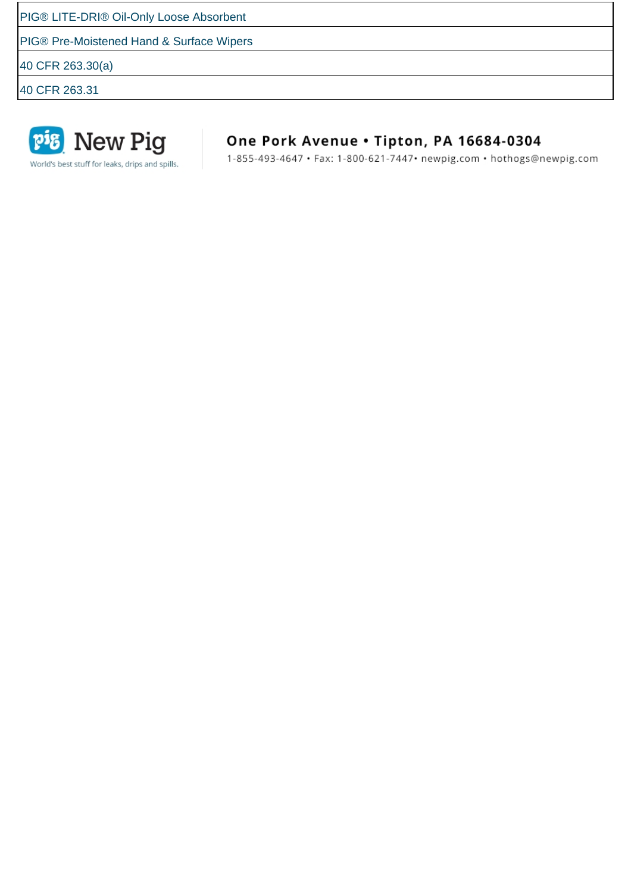| |
|---|
| PIG® LITE-DRI® Oil-Only Loose Absorbent |
| PIG® Pre-Moistened Hand & Surface Wipers |
| 40 CFR 263.30(a) |
| 40 CFR 263.31 |

New Pig

World's best stuff for leaks, drips and spills.

One Pork Avenue • Tipton, PA 16684-0304

1-855-493-4647 • Fax: 1-800-621-7447• newpig.com • hothogs@newpig.com